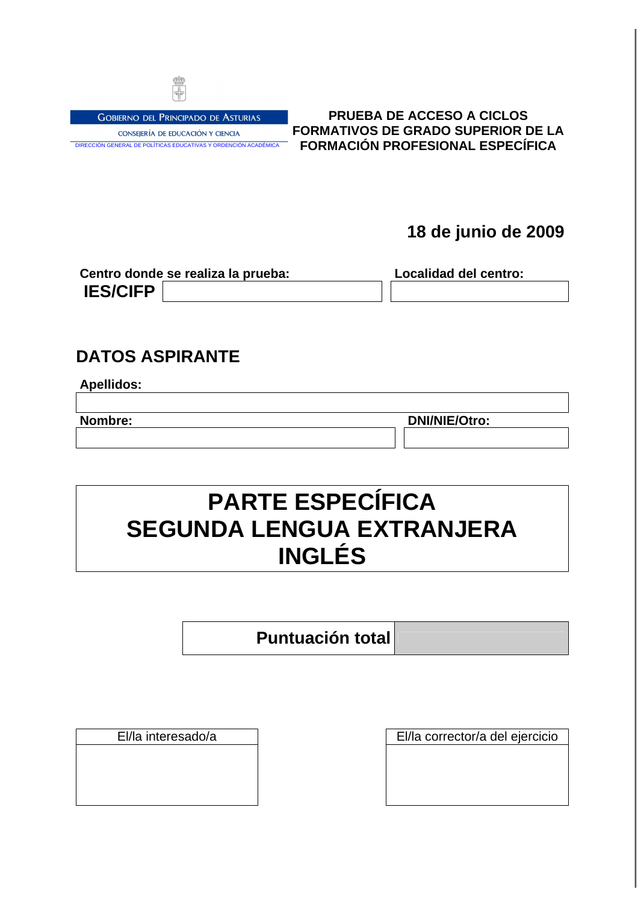GOBIERNO DEL PRINCIPADO DE ASTURIAS

CONSEJERÍA DE EDUCACIÓN Y CIENCIA

DIRECCIÓN GENERAL DE POLÍTICAS EDUCATIVAS Y ORDENCIÓN ACADÉMICA

**PRUEBA DE ACCESO A CICLOS FORMATIVOS DE GRADO SUPERIOR DE LA FORMACIÓN PROFESIONAL ESPECÍFICA**

**18 de junio de 2009**

| **Centro donde se realiza la prueba:** | **Localidad del centro:** |
|---|---|
| **IES/CIFP** | |

## DATOS ASPIRANTE

**Apellidos:**

| |
|---|
| |

| **Nombre:** | **DNI/NIE/Otro:** |
|---|---|
| | |

# PARTE ESPECÍFICA
# SEGUNDA LENGUA EXTRANJERA
# INGLÉS

| **Puntuación total** | |
|---|---|

| El/la interesado/a | El/la corrector/a del ejercicio |
|---|---|
| | |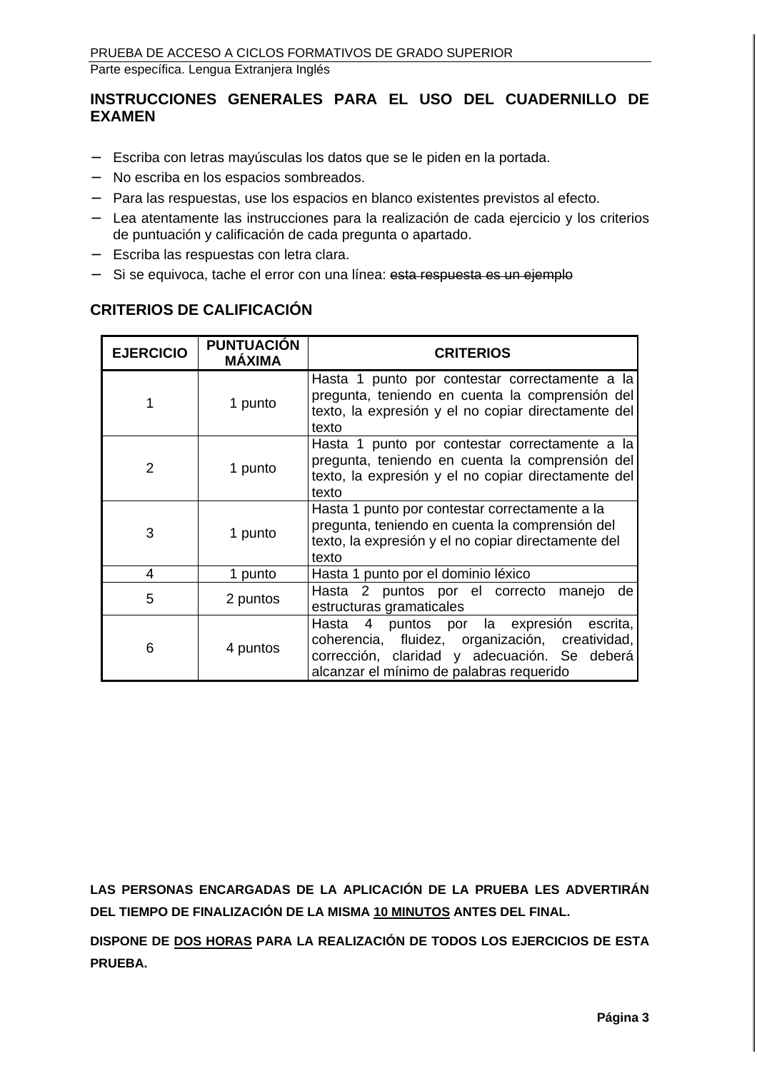## INSTRUCCIONES GENERALES PARA EL USO DEL CUADERNILLO DE EXAMEN

- Escriba con letras mayúsculas los datos que se le piden en la portada.
- No escriba en los espacios sombreados.
- Para las respuestas, use los espacios en blanco existentes previstos al efecto.
- Lea atentamente las instrucciones para la realización de cada ejercicio y los criterios de puntuación y calificación de cada pregunta o apartado.
- Escriba las respuestas con letra clara.
- Si se equivoca, tache el error con una línea: ~~esta respuesta es un ejemplo~~

## CRITERIOS DE CALIFICACIÓN

| EJERCICIO | PUNTUACIÓN MÁXIMA | CRITERIOS |
|---|---|---|
| 1 | 1 punto | Hasta 1 punto por contestar correctamente a la pregunta, teniendo en cuenta la comprensión del texto, la expresión y el no copiar directamente del texto |
| 2 | 1 punto | Hasta 1 punto por contestar correctamente a la pregunta, teniendo en cuenta la comprensión del texto, la expresión y el no copiar directamente del texto |
| 3 | 1 punto | Hasta 1 punto por contestar correctamente a la pregunta, teniendo en cuenta la comprensión del texto, la expresión y el no copiar directamente del texto |
| 4 | 1 punto | Hasta 1 punto por el dominio léxico |
| 5 | 2 puntos | Hasta 2 puntos por el correcto manejo de estructuras gramaticales |
| 6 | 4 puntos | Hasta 4 puntos por la expresión escrita, coherencia, fluidez, organización, creatividad, corrección, claridad y adecuación. Se deberá alcanzar el mínimo de palabras requerido |

**LAS PERSONAS ENCARGADAS DE LA APLICACIÓN DE LA PRUEBA LES ADVERTIRÁN DEL TIEMPO DE FINALIZACIÓN DE LA MISMA 10 MINUTOS ANTES DEL FINAL.**

**DISPONE DE DOS HORAS PARA LA REALIZACIÓN DE TODOS LOS EJERCICIOS DE ESTA PRUEBA.**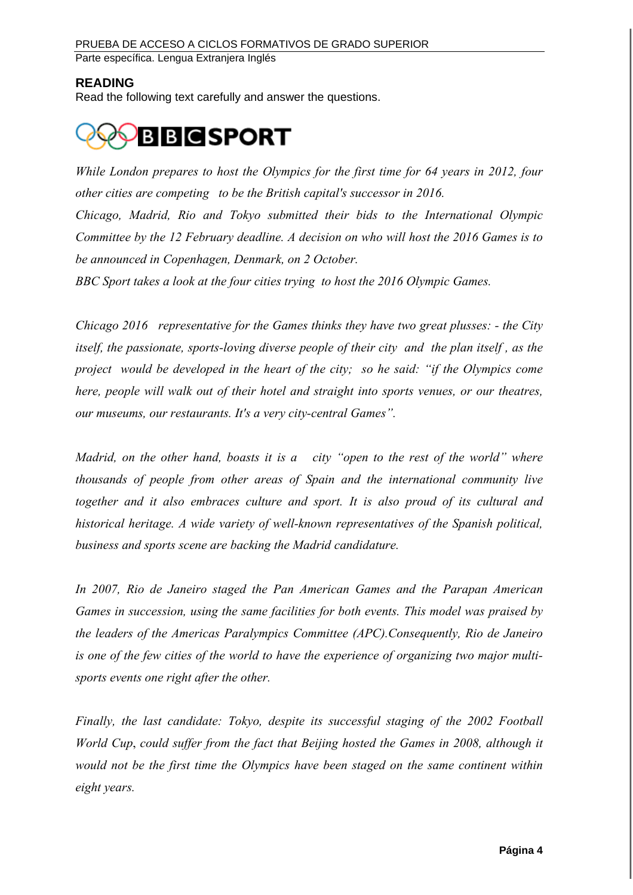## READING

Read the following text carefully and answer the questions.

BBC SPORT

*While London prepares to host the Olympics for the first time for 64 years in 2012, four other cities are competing to be the British capital's successor in 2016.*

*Chicago, Madrid, Rio and Tokyo submitted their bids to the International Olympic Committee by the 12 February deadline. A decision on who will host the 2016 Games is to be announced in Copenhagen, Denmark, on 2 October.*

*BBC Sport takes a look at the four cities trying to host the 2016 Olympic Games.*

*Chicago 2016 representative for the Games thinks they have two great plusses: - the City itself, the passionate, sports-loving diverse people of their city and the plan itself , as the project would be developed in the heart of the city; so he said: "if the Olympics come here, people will walk out of their hotel and straight into sports venues, or our theatres, our museums, our restaurants. It's a very city-central Games".*

*Madrid, on the other hand, boasts it is a city "open to the rest of the world" where thousands of people from other areas of Spain and the international community live together and it also embraces culture and sport. It is also proud of its cultural and historical heritage. A wide variety of well-known representatives of the Spanish political, business and sports scene are backing the Madrid candidature.*

*In 2007, Rio de Janeiro staged the Pan American Games and the Parapan American Games in succession, using the same facilities for both events. This model was praised by the leaders of the Americas Paralympics Committee (APC).Consequently, Rio de Janeiro is one of the few cities of the world to have the experience of organizing two major multi-sports events one right after the other.*

*Finally, the last candidate: Tokyo, despite its successful staging of the 2002 Football World Cup, could suffer from the fact that Beijing hosted the Games in 2008, although it would not be the first time the Olympics have been staged on the same continent within eight years.*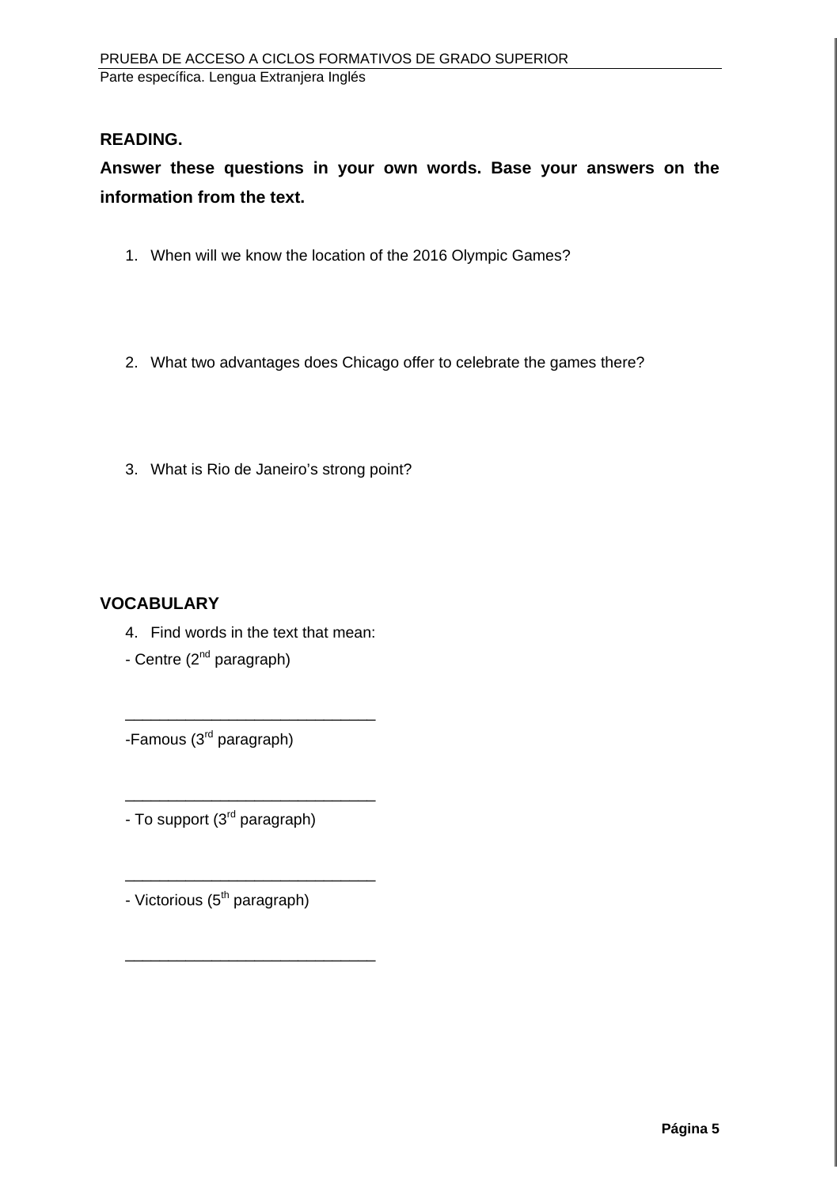**READING.**

**Answer these questions in your own words. Base your answers on the information from the text.**

1. When will we know the location of the 2016 Olympic Games?

2. What two advantages does Chicago offer to celebrate the games there?

3. What is Rio de Janeiro's strong point?

**VOCABULARY**

4. Find words in the text that mean:

- Centre (2nd paragraph)

\_\_\_\_\_\_\_\_\_\_\_\_\_\_\_\_\_\_\_\_\_\_\_\_\_\_\_\_\_\_

-Famous (3rd paragraph)

\_\_\_\_\_\_\_\_\_\_\_\_\_\_\_\_\_\_\_\_\_\_\_\_\_\_\_\_\_\_

- To support (3rd paragraph)

\_\_\_\_\_\_\_\_\_\_\_\_\_\_\_\_\_\_\_\_\_\_\_\_\_\_\_\_\_\_

- Victorious (5th paragraph)

\_\_\_\_\_\_\_\_\_\_\_\_\_\_\_\_\_\_\_\_\_\_\_\_\_\_\_\_\_\_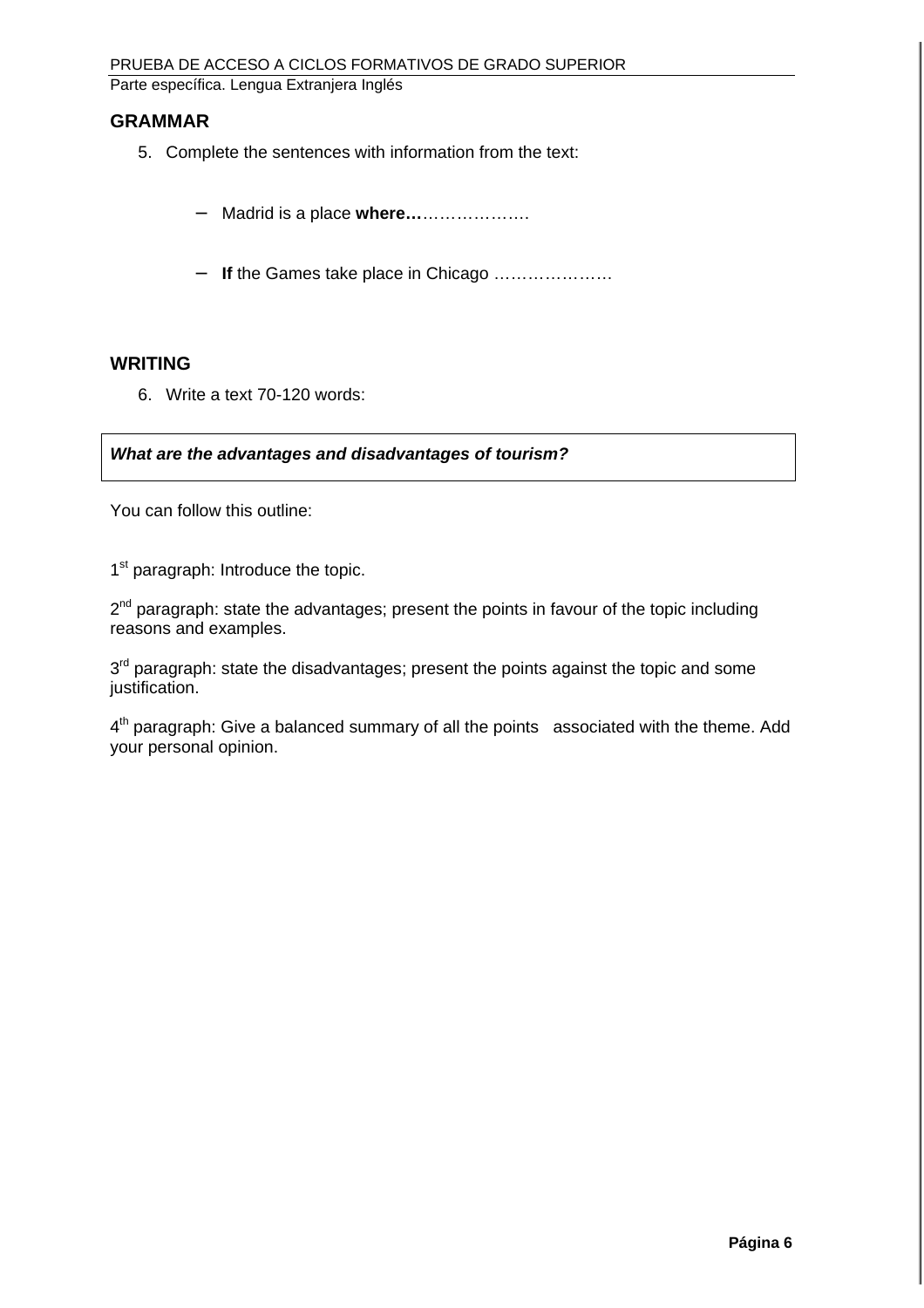## GRAMMAR

5. Complete the sentences with information from the text:

   – Madrid is a place **where…**……………….

   – **If** the Games take place in Chicago …………………

## WRITING

6. Write a text 70-120 words:

| ***What are the advantages and disadvantages of tourism?*** |
| --- |

You can follow this outline:

1st paragraph: Introduce the topic.

2nd paragraph: state the advantages; present the points in favour of the topic including reasons and examples.

3rd paragraph: state the disadvantages; present the points against the topic and some justification.

4th paragraph: Give a balanced summary of all the points associated with the theme. Add your personal opinion.